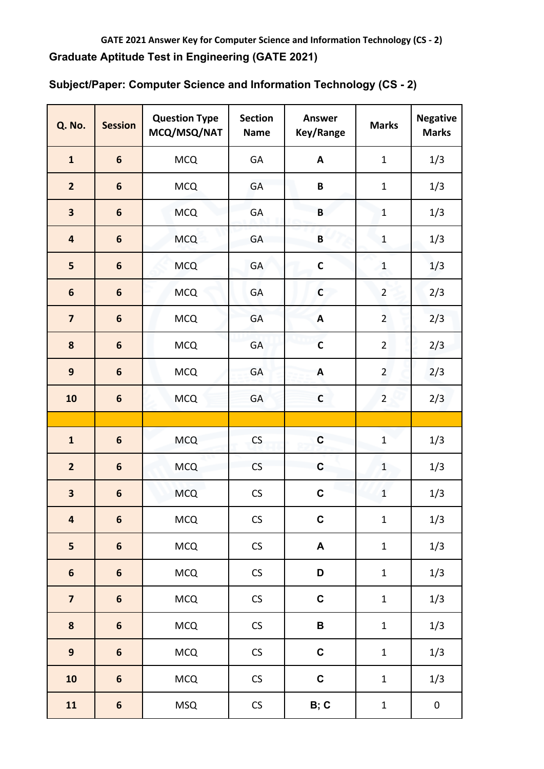GATE 2021 Answer Key for Computer Science and Information Technology (CS - 2)

## Graduate Aptitude Test in Engineering (GATE 2021)

### Subject/Paper: Computer Science and Information Technology (CS - 2)

| Q. No. | Session | Question Type MCQ/MSQ/NAT | Section Name | Answer Key/Range | Marks | Negative Marks |
|---|---|---|---|---|---|---|
| 1 | 6 | MCQ | GA | A | 1 | 1/3 |
| 2 | 6 | MCQ | GA | B | 1 | 1/3 |
| 3 | 6 | MCQ | GA | B | 1 | 1/3 |
| 4 | 6 | MCQ | GA | B | 1 | 1/3 |
| 5 | 6 | MCQ | GA | C | 1 | 1/3 |
| 6 | 6 | MCQ | GA | C | 2 | 2/3 |
| 7 | 6 | MCQ | GA | A | 2 | 2/3 |
| 8 | 6 | MCQ | GA | C | 2 | 2/3 |
| 9 | 6 | MCQ | GA | A | 2 | 2/3 |
| 10 | 6 | MCQ | GA | C | 2 | 2/3 |
| | | | | | | |
| 1 | 6 | MCQ | CS | C | 1 | 1/3 |
| 2 | 6 | MCQ | CS | C | 1 | 1/3 |
| 3 | 6 | MCQ | CS | C | 1 | 1/3 |
| 4 | 6 | MCQ | CS | C | 1 | 1/3 |
| 5 | 6 | MCQ | CS | A | 1 | 1/3 |
| 6 | 6 | MCQ | CS | D | 1 | 1/3 |
| 7 | 6 | MCQ | CS | C | 1 | 1/3 |
| 8 | 6 | MCQ | CS | B | 1 | 1/3 |
| 9 | 6 | MCQ | CS | C | 1 | 1/3 |
| 10 | 6 | MCQ | CS | C | 1 | 1/3 |
| 11 | 6 | MSQ | CS | B; C | 1 | 0 |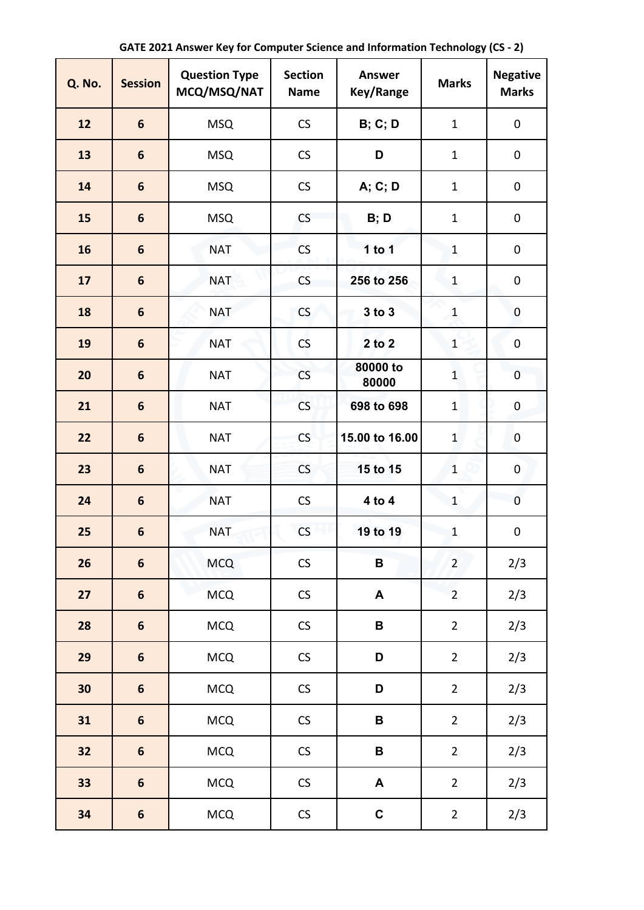### GATE 2021 Answer Key for Computer Science and Information Technology (CS - 2)

| Q. No. | Session | Question Type MCQ/MSQ/NAT | Section Name | Answer Key/Range | Marks | Negative Marks |
|---|---|---|---|---|---|---|
| 12 | 6 | MSQ | CS | B; C; D | 1 | 0 |
| 13 | 6 | MSQ | CS | D | 1 | 0 |
| 14 | 6 | MSQ | CS | A; C; D | 1 | 0 |
| 15 | 6 | MSQ | CS | B; D | 1 | 0 |
| 16 | 6 | NAT | CS | 1 to 1 | 1 | 0 |
| 17 | 6 | NAT | CS | 256 to 256 | 1 | 0 |
| 18 | 6 | NAT | CS | 3 to 3 | 1 | 0 |
| 19 | 6 | NAT | CS | 2 to 2 | 1 | 0 |
| 20 | 6 | NAT | CS | 80000 to 80000 | 1 | 0 |
| 21 | 6 | NAT | CS | 698 to 698 | 1 | 0 |
| 22 | 6 | NAT | CS | 15.00 to 16.00 | 1 | 0 |
| 23 | 6 | NAT | CS | 15 to 15 | 1 | 0 |
| 24 | 6 | NAT | CS | 4 to 4 | 1 | 0 |
| 25 | 6 | NAT | CS | 19 to 19 | 1 | 0 |
| 26 | 6 | MCQ | CS | B | 2 | 2/3 |
| 27 | 6 | MCQ | CS | A | 2 | 2/3 |
| 28 | 6 | MCQ | CS | B | 2 | 2/3 |
| 29 | 6 | MCQ | CS | D | 2 | 2/3 |
| 30 | 6 | MCQ | CS | D | 2 | 2/3 |
| 31 | 6 | MCQ | CS | B | 2 | 2/3 |
| 32 | 6 | MCQ | CS | B | 2 | 2/3 |
| 33 | 6 | MCQ | CS | A | 2 | 2/3 |
| 34 | 6 | MCQ | CS | C | 2 | 2/3 |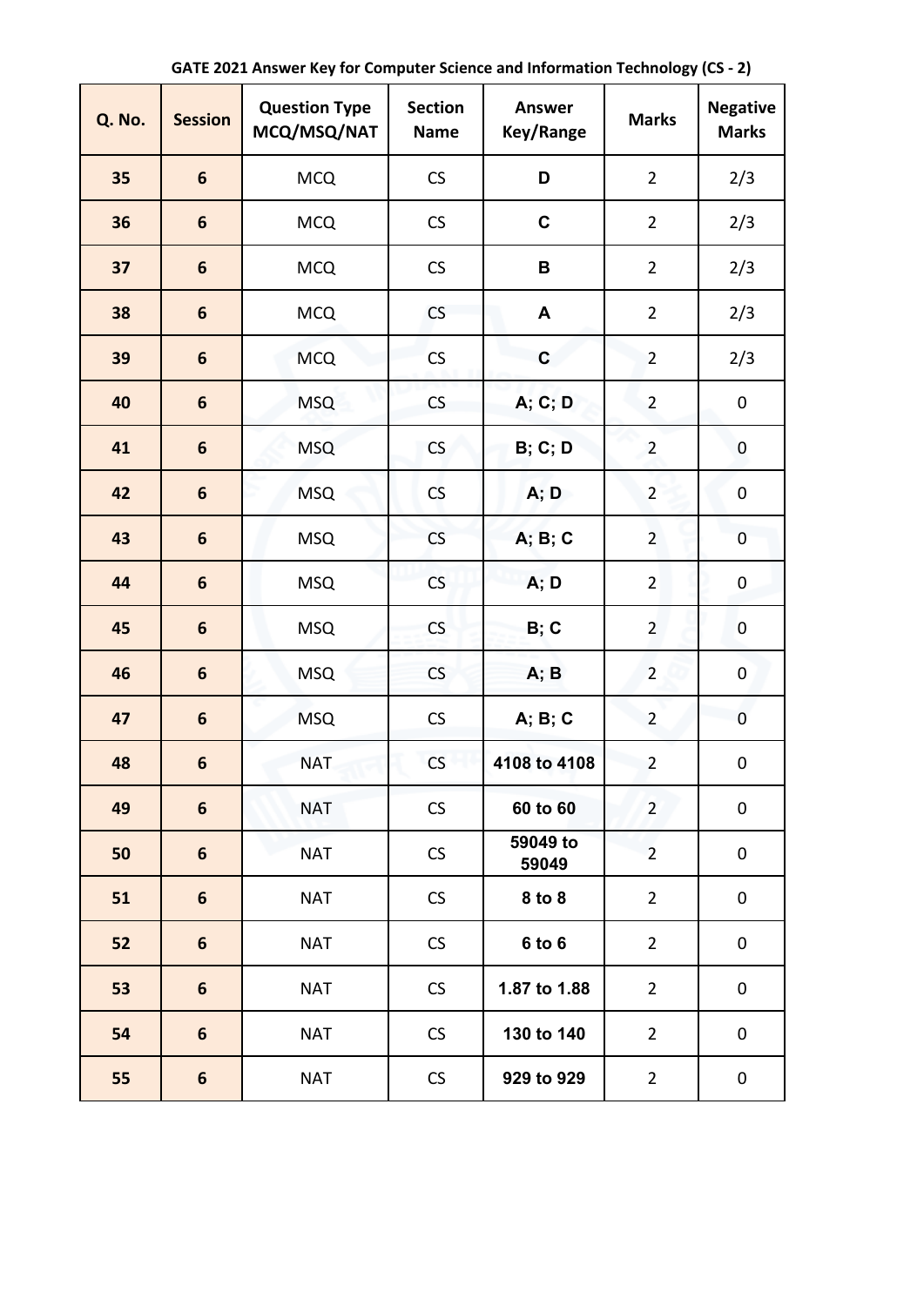**GATE 2021 Answer Key for Computer Science and Information Technology (CS - 2)**

| Q. No. | Session | Question Type MCQ/MSQ/NAT | Section Name | Answer Key/Range | Marks | Negative Marks |
|---|---|---|---|---|---|---|
| 35 | 6 | MCQ | CS | D | 2 | 2/3 |
| 36 | 6 | MCQ | CS | C | 2 | 2/3 |
| 37 | 6 | MCQ | CS | B | 2 | 2/3 |
| 38 | 6 | MCQ | CS | A | 2 | 2/3 |
| 39 | 6 | MCQ | CS | C | 2 | 2/3 |
| 40 | 6 | MSQ | CS | A; C; D | 2 | 0 |
| 41 | 6 | MSQ | CS | B; C; D | 2 | 0 |
| 42 | 6 | MSQ | CS | A; D | 2 | 0 |
| 43 | 6 | MSQ | CS | A; B; C | 2 | 0 |
| 44 | 6 | MSQ | CS | A; D | 2 | 0 |
| 45 | 6 | MSQ | CS | B; C | 2 | 0 |
| 46 | 6 | MSQ | CS | A; B | 2 | 0 |
| 47 | 6 | MSQ | CS | A; B; C | 2 | 0 |
| 48 | 6 | NAT | CS | 4108 to 4108 | 2 | 0 |
| 49 | 6 | NAT | CS | 60 to 60 | 2 | 0 |
| 50 | 6 | NAT | CS | 59049 to 59049 | 2 | 0 |
| 51 | 6 | NAT | CS | 8 to 8 | 2 | 0 |
| 52 | 6 | NAT | CS | 6 to 6 | 2 | 0 |
| 53 | 6 | NAT | CS | 1.87 to 1.88 | 2 | 0 |
| 54 | 6 | NAT | CS | 130 to 140 | 2 | 0 |
| 55 | 6 | NAT | CS | 929 to 929 | 2 | 0 |